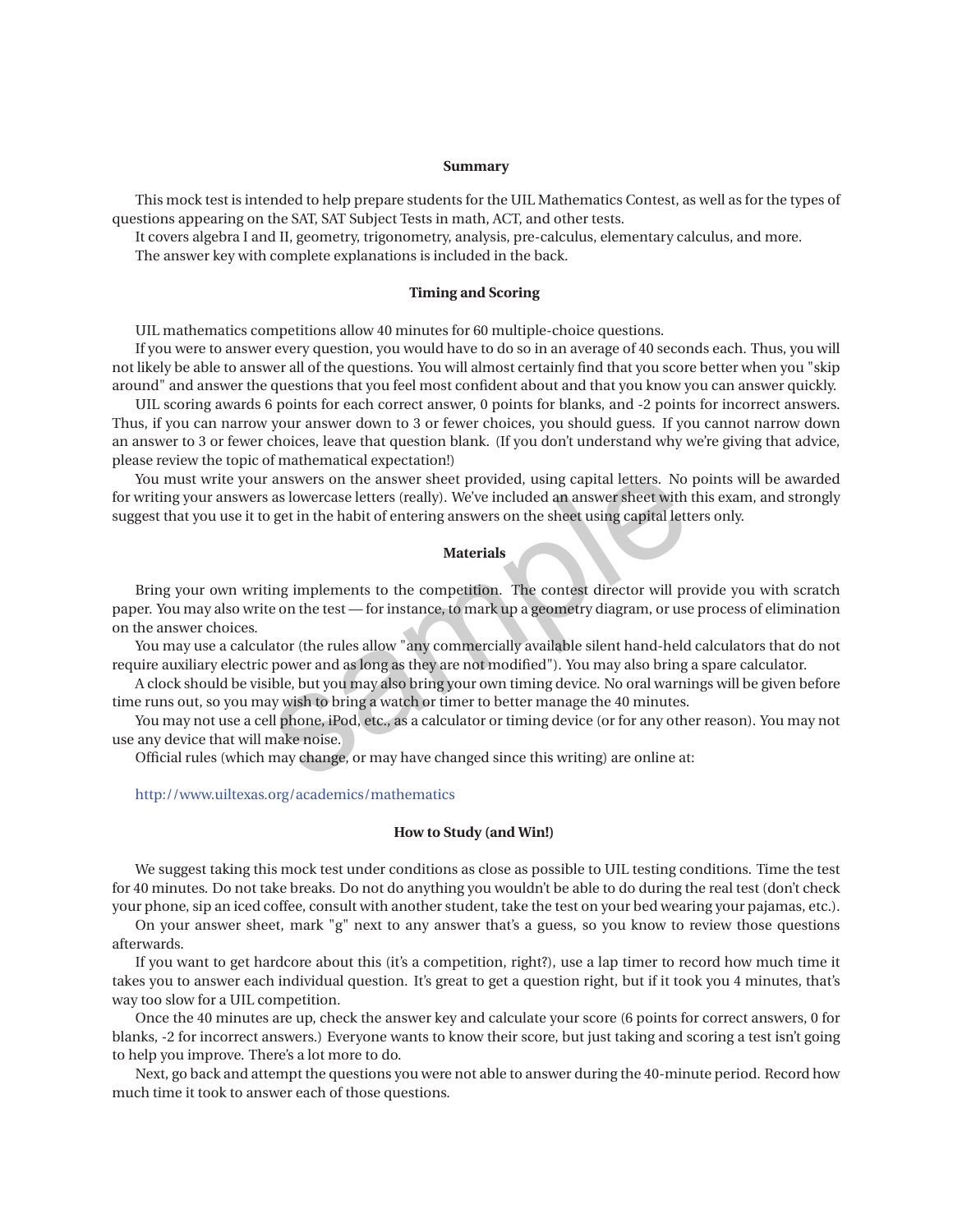**Summary**

This mock test is intended to help prepare students for the UIL Mathematics Contest, as well as for the types of questions appearing on the SAT, SAT Subject Tests in math, ACT, and other tests.

It covers algebra I and II, geometry, trigonometry, analysis, pre-calculus, elementary calculus, and more.

The answer key with complete explanations is included in the back.

**Timing and Scoring**

UIL mathematics competitions allow 40 minutes for 60 multiple-choice questions.

If you were to answer every question, you would have to do so in an average of 40 seconds each. Thus, you will not likely be able to answer all of the questions. You will almost certainly find that you score better when you "skip around" and answer the questions that you feel most confident about and that you know you can answer quickly.

UIL scoring awards 6 points for each correct answer, 0 points for blanks, and -2 points for incorrect answers. Thus, if you can narrow your answer down to 3 or fewer choices, you should guess. If you cannot narrow down an answer to 3 or fewer choices, leave that question blank. (If you don't understand why we're giving that advice, please review the topic of mathematical expectation!)

You must write your answers on the answer sheet provided, using capital letters. No points will be awarded for writing your answers as lowercase letters (really). We've included an answer sheet with this exam, and strongly suggest that you use it to get in the habit of entering answers on the sheet using capital letters only.

**Materials**

Bring your own writing implements to the competition. The contest director will provide you with scratch paper. You may also write on the test — for instance, to mark up a geometry diagram, or use process of elimination on the answer choices.

You may use a calculator (the rules allow "any commercially available silent hand-held calculators that do not require auxiliary electric power and as long as they are not modified"). You may also bring a spare calculator.

A clock should be visible, but you may also bring your own timing device. No oral warnings will be given before time runs out, so you may wish to bring a watch or timer to better manage the 40 minutes.

You may not use a cell phone, iPod, etc., as a calculator or timing device (or for any other reason). You may not use any device that will make noise.

Official rules (which may change, or may have changed since this writing) are online at:

http://www.uiltexas.org/academics/mathematics

**How to Study (and Win!)**

We suggest taking this mock test under conditions as close as possible to UIL testing conditions. Time the test for 40 minutes. Do not take breaks. Do not do anything you wouldn't be able to do during the real test (don't check your phone, sip an iced coffee, consult with another student, take the test on your bed wearing your pajamas, etc.).

On your answer sheet, mark "g" next to any answer that's a guess, so you know to review those questions afterwards.

If you want to get hardcore about this (it's a competition, right?), use a lap timer to record how much time it takes you to answer each individual question. It's great to get a question right, but if it took you 4 minutes, that's way too slow for a UIL competition.

Once the 40 minutes are up, check the answer key and calculate your score (6 points for correct answers, 0 for blanks, -2 for incorrect answers.) Everyone wants to know their score, but just taking and scoring a test isn't going to help you improve. There's a lot more to do.

Next, go back and attempt the questions you were not able to answer during the 40-minute period. Record how much time it took to answer each of those questions.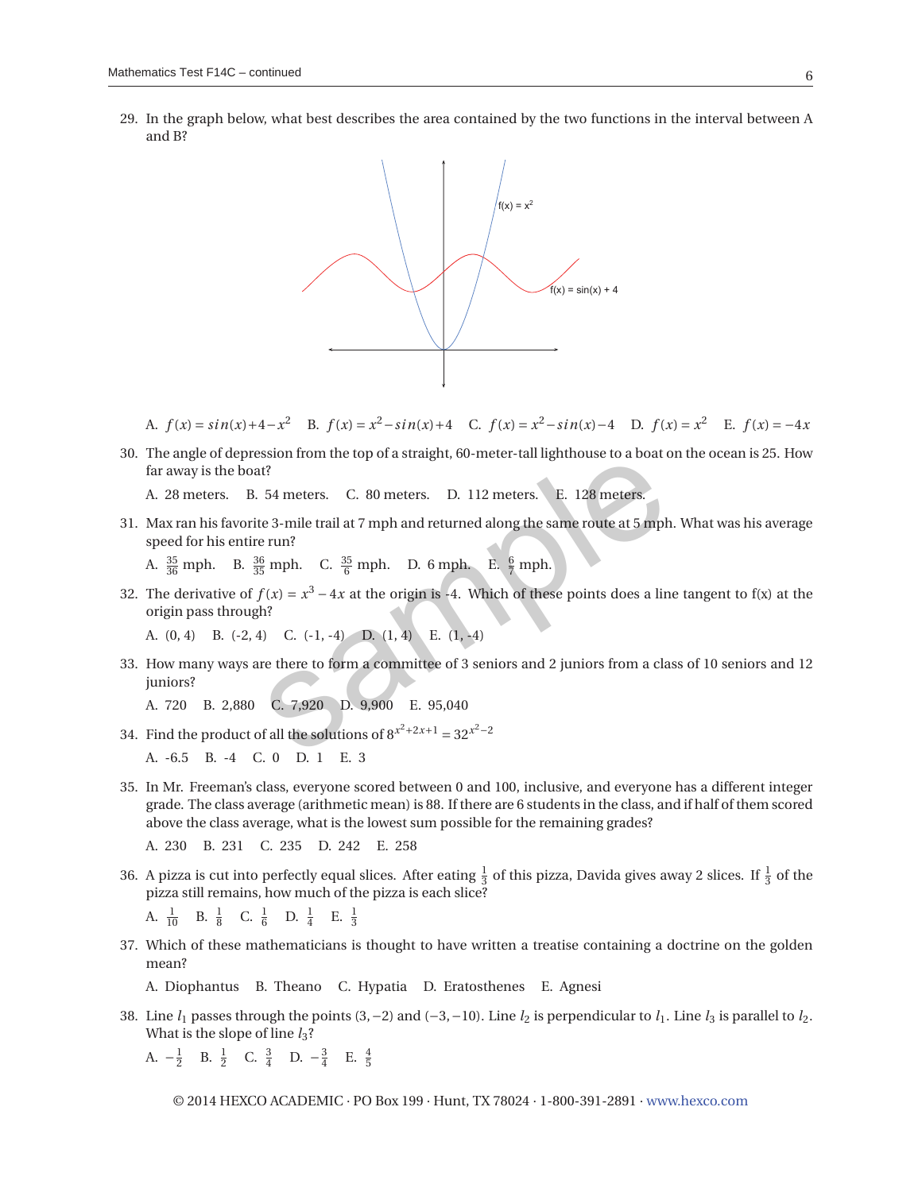29. In the graph below, what best describes the area contained by the two functions in the interval between A and B?

A. $f(x) = sin(x)+4-x^2$  B. $f(x) = x^2 - sin(x)+4$  C. $f(x) = x^2 - sin(x)-4$  D. $f(x) = x^2$  E. $f(x) = -4x$

30. The angle of depression from the top of a straight, 60-meter-tall lighthouse to a boat on the ocean is 25. How far away is the boat?

A. 28 meters.  B. 54 meters.  C. 80 meters.  D. 112 meters.  E. 128 meters.

31. Max ran his favorite 3-mile trail at 7 mph and returned along the same route at 5 mph. What was his average speed for his entire run?

A. $\frac{35}{36}$ mph.  B. $\frac{36}{35}$ mph.  C. $\frac{35}{6}$ mph.  D. 6 mph.  E. $\frac{6}{7}$ mph.

32. The derivative of $f(x) = x^3 - 4x$ at the origin is -4. Which of these points does a line tangent to f(x) at the origin pass through?

A. (0, 4)  B. (-2, 4)  C. (-1, -4)  D. (1, 4)  E. (1, -4)

33. How many ways are there to form a committee of 3 seniors and 2 juniors from a class of 10 seniors and 12 juniors?

A. 720  B. 2,880  C. 7,920  D. 9,900  E. 95,040

34. Find the product of all the solutions of $8^{x^2+2x+1} = 32^{x^2-2}$

A. -6.5  B. -4  C. 0  D. 1  E. 3

35. In Mr. Freeman's class, everyone scored between 0 and 100, inclusive, and everyone has a different integer grade. The class average (arithmetic mean) is 88. If there are 6 students in the class, and if half of them scored above the class average, what is the lowest sum possible for the remaining grades?

A. 230  B. 231  C. 235  D. 242  E. 258

36. A pizza is cut into perfectly equal slices. After eating $\frac{1}{3}$ of this pizza, Davida gives away 2 slices. If $\frac{1}{3}$ of the pizza still remains, how much of the pizza is each slice?

A. $\frac{1}{10}$  B. $\frac{1}{8}$  C. $\frac{1}{6}$  D. $\frac{1}{4}$  E. $\frac{1}{3}$

37. Which of these mathematicians is thought to have written a treatise containing a doctrine on the golden mean?

A. Diophantus  B. Theano  C. Hypatia  D. Eratosthenes  E. Agnesi

38. Line $l_1$ passes through the points $(3, -2)$ and $(-3, -10)$. Line $l_2$ is perpendicular to $l_1$. Line $l_3$ is parallel to $l_2$. What is the slope of line $l_3$?

A. $-\frac{1}{2}$  B. $\frac{1}{2}$  C. $\frac{3}{4}$  D. $-\frac{3}{4}$  E. $\frac{4}{5}$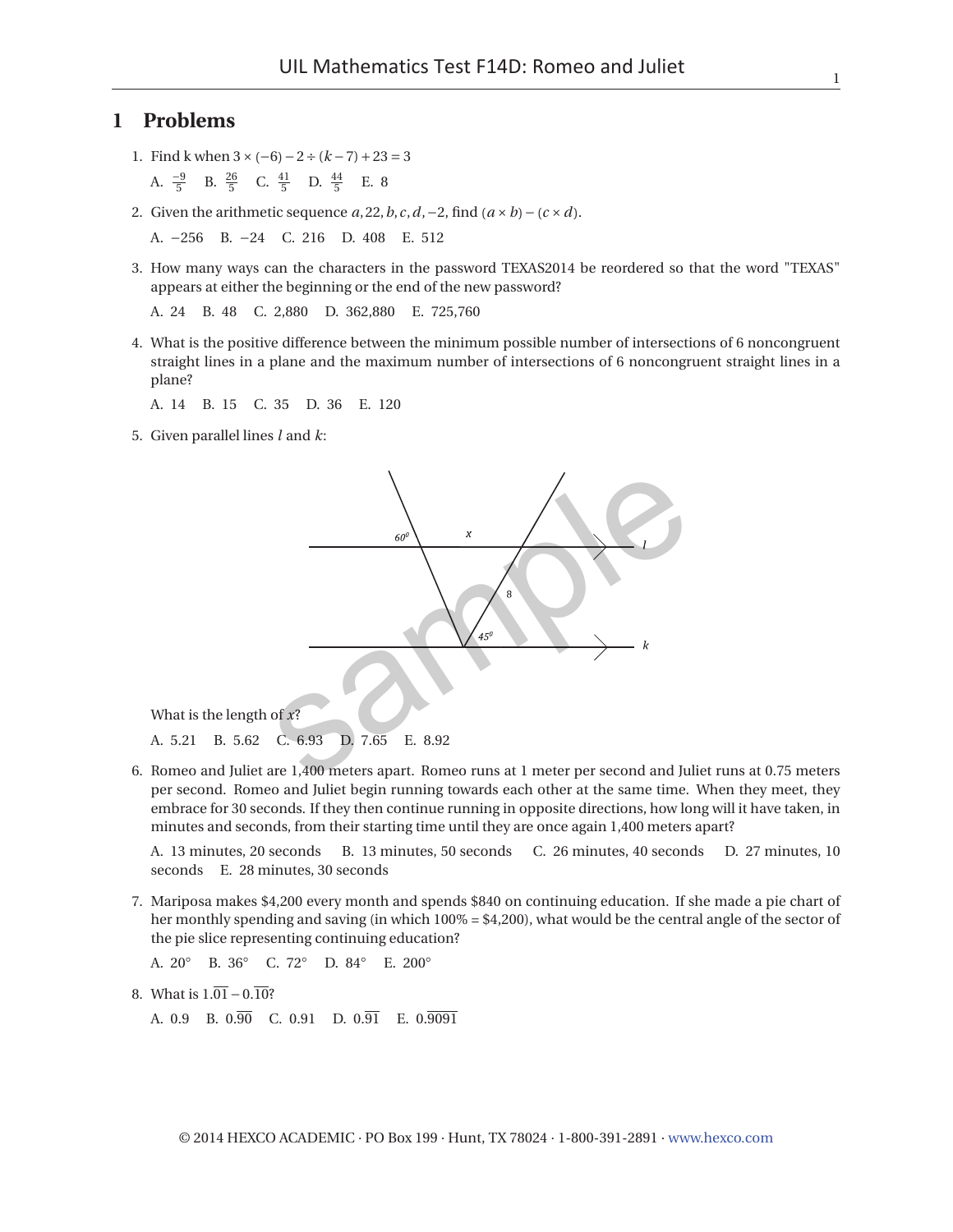# 1 Problems

1. Find k when $3 \times (-6) - 2 \div (k - 7) + 23 = 3$

   A. $\frac{-9}{5}$ B. $\frac{26}{5}$ C. $\frac{41}{5}$ D. $\frac{44}{5}$ E. 8

2. Given the arithmetic sequence $a, 22, b, c, d, -2$, find $(a \times b) - (c \times d)$.

   A. $-256$ B. $-24$ C. 216 D. 408 E. 512

3. How many ways can the characters in the password TEXAS2014 be reordered so that the word "TEXAS" appears at either the beginning or the end of the new password?

   A. 24 B. 48 C. 2,880 D. 362,880 E. 725,760

4. What is the positive difference between the minimum possible number of intersections of 6 noncongruent straight lines in a plane and the maximum number of intersections of 6 noncongruent straight lines in a plane?

   A. 14 B. 15 C. 35 D. 36 E. 120

5. Given parallel lines $l$ and $k$:

   What is the length of $x$?

   A. 5.21 B. 5.62 C. 6.93 D. 7.65 E. 8.92

6. Romeo and Juliet are 1,400 meters apart. Romeo runs at 1 meter per second and Juliet runs at 0.75 meters per second. Romeo and Juliet begin running towards each other at the same time. When they meet, they embrace for 30 seconds. If they then continue running in opposite directions, how long will it have taken, in minutes and seconds, from their starting time until they are once again 1,400 meters apart?

   A. 13 minutes, 20 seconds B. 13 minutes, 50 seconds C. 26 minutes, 40 seconds D. 27 minutes, 10 seconds E. 28 minutes, 30 seconds

7. Mariposa makes \$4,200 every month and spends \$840 on continuing education. If she made a pie chart of her monthly spending and saving (in which 100% = \$4,200), what would be the central angle of the sector of the pie slice representing continuing education?

   A. 20° B. 36° C. 72° D. 84° E. 200°

8. What is $1.\overline{01} - 0.\overline{10}$?

   A. 0.9 B. $0.\overline{90}$ C. 0.91 D. $0.\overline{91}$ E. $0.\overline{9091}$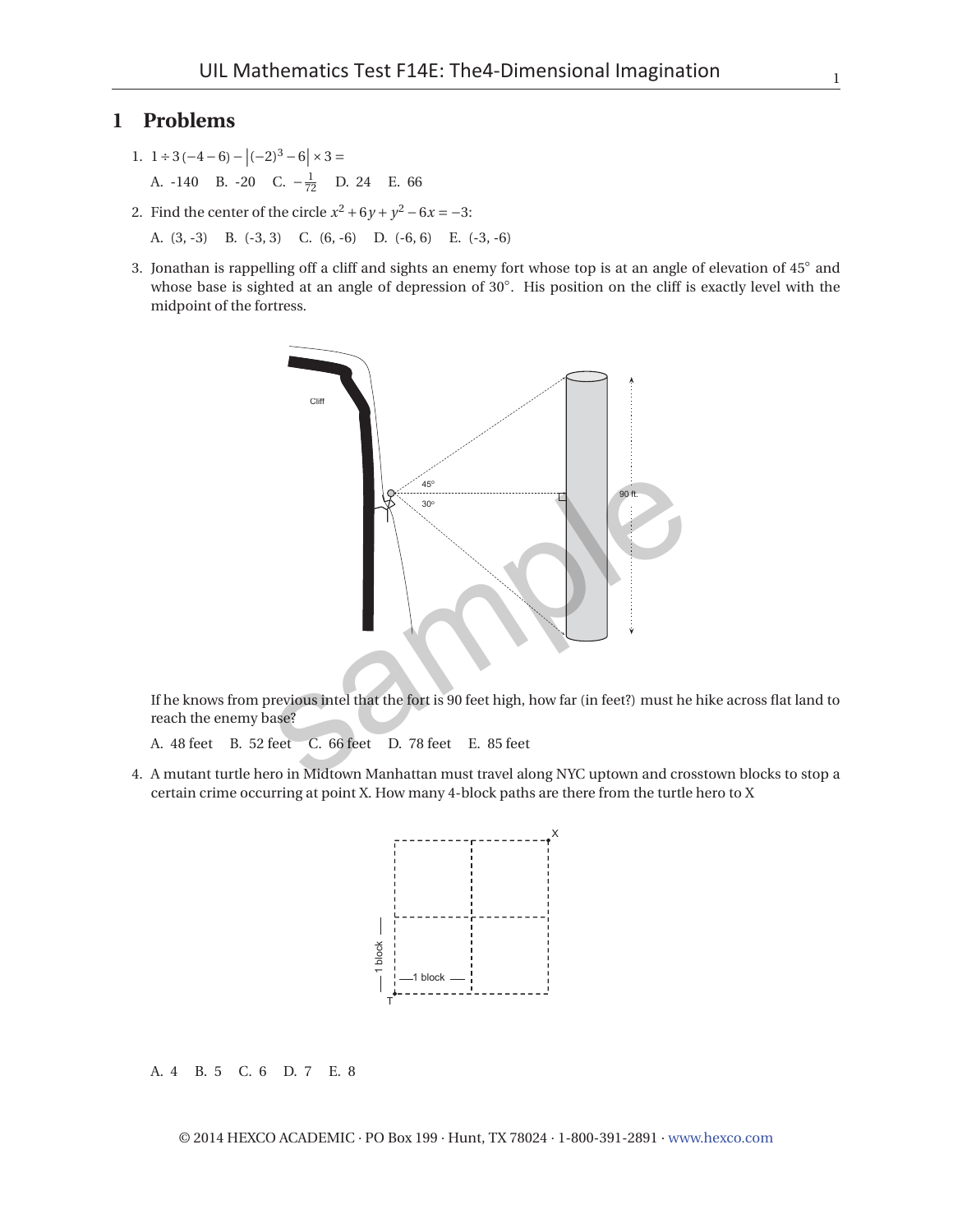# 1 Problems

1. $1 \div 3(-4-6) - \left|(-2)^3 - 6\right| \times 3 =$

   A. -140  B. -20  C. $-\frac{1}{72}$  D. 24  E. 66

2. Find the center of the circle $x^2 + 6y + y^2 - 6x = -3$:

   A. (3, -3)  B. (-3, 3)  C. (6, -6)  D. (-6, 6)  E. (-3, -6)

3. Jonathan is rappelling off a cliff and sights an enemy fort whose top is at an angle of elevation of 45° and whose base is sighted at an angle of depression of 30°. His position on the cliff is exactly level with the midpoint of the fortress.

   Cliff

   45°

   30°

   90 ft.

   If he knows from previous intel that the fort is 90 feet high, how far (in feet?) must he hike across flat land to reach the enemy base?

   A. 48 feet  B. 52 feet  C. 66 feet  D. 78 feet  E. 85 feet

4. A mutant turtle hero in Midtown Manhattan must travel along NYC uptown and crosstown blocks to stop a certain crime occurring at point X. How many 4-block paths are there from the turtle hero to X

   X

   1 block

   1 block

   T

   A. 4  B. 5  C. 6  D. 7  E. 8